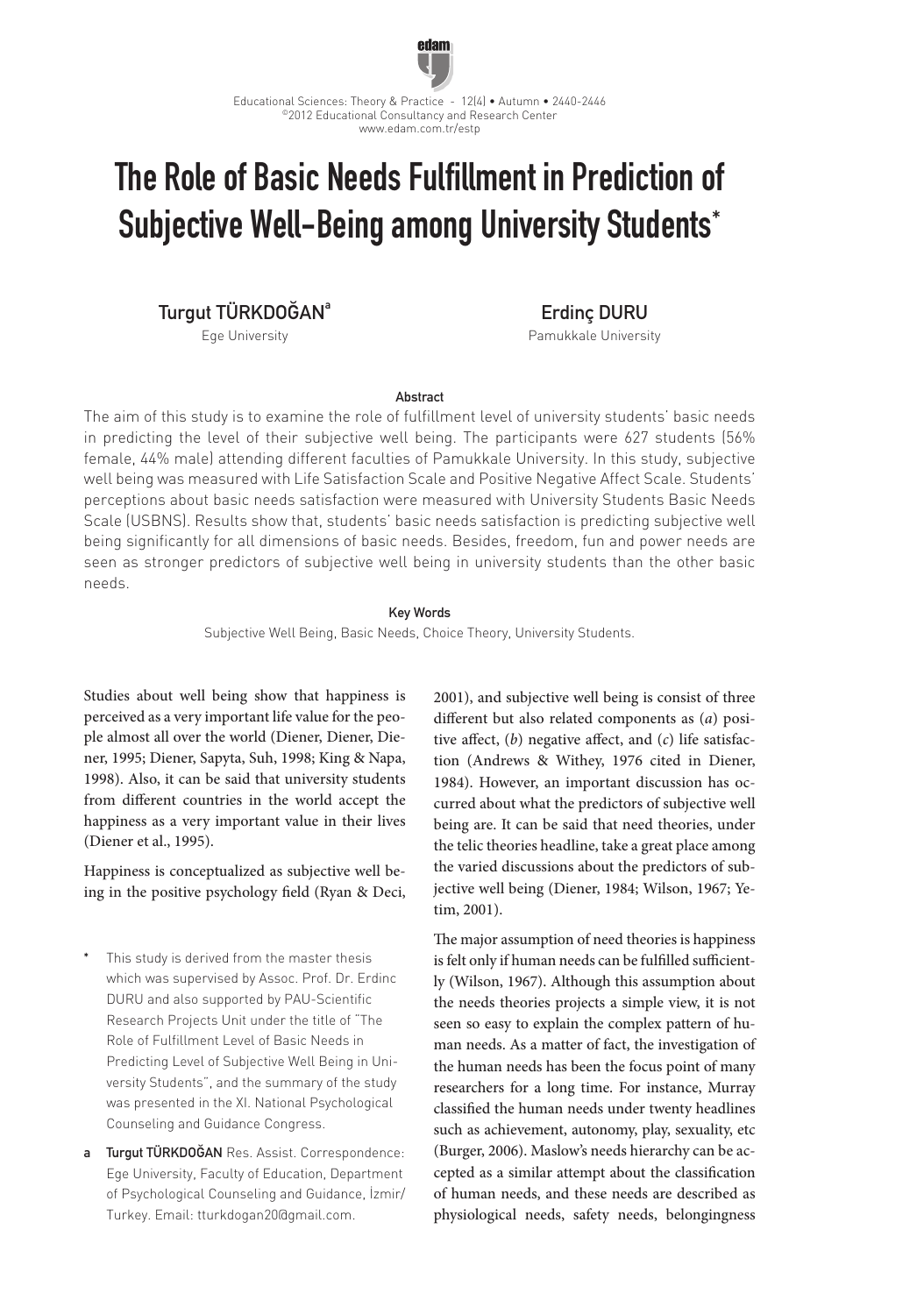# The Role of Basic Needs Fulfillment in Prediction of Subjective Well-Being among University Students*

**Turgut TÜRKDOĞAN**[a]
Ege University

**Erdinç DURU**
Pamukkale University

**Abstract**

The aim of this study is to examine the role of fulfillment level of university students' basic needs in predicting the level of their subjective well being. The participants were 627 students (56% female, 44% male) attending different faculties of Pamukkale University. In this study, subjective well being was measured with Life Satisfaction Scale and Positive Negative Affect Scale. Students' perceptions about basic needs satisfaction were measured with University Students Basic Needs Scale (USBNS). Results show that, students' basic needs satisfaction is predicting subjective well being significantly for all dimensions of basic needs. Besides, freedom, fun and power needs are seen as stronger predictors of subjective well being in university students than the other basic needs.

**Key Words**

Subjective Well Being, Basic Needs, Choice Theory, University Students.

Studies about well being show that happiness is perceived as a very important life value for the people almost all over the world (Diener, Diener, Diener, 1995; Diener, Sapyta, Suh, 1998; King & Napa, 1998). Also, it can be said that university students from different countries in the world accept the happiness as a very important value in their lives (Diener et al., 1995).

Happiness is conceptualized as subjective well being in the positive psychology field (Ryan & Deci, 2001), and subjective well being is consist of three different but also related components as (*a*) positive affect, (*b*) negative affect, and (*c*) life satisfaction (Andrews & Withey, 1976 cited in Diener, 1984). However, an important discussion has occurred about what the predictors of subjective well being are. It can be said that need theories, under the telic theories headline, take a great place among the varied discussions about the predictors of subjective well being (Diener, 1984; Wilson, 1967; Yetim, 2001).

The major assumption of need theories is happiness is felt only if human needs can be fulfilled sufficiently (Wilson, 1967). Although this assumption about the needs theories projects a simple view, it is not seen so easy to explain the complex pattern of human needs. As a matter of fact, the investigation of the human needs has been the focus point of many researchers for a long time. For instance, Murray classified the human needs under twenty headlines such as achievement, autonomy, play, sexuality, etc (Burger, 2006). Maslow's needs hierarchy can be accepted as a similar attempt about the classification of human needs, and these needs are described as physiological needs, safety needs, belongingness

\* This study is derived from the master thesis which was supervised by Assoc. Prof. Dr. Erdinc DURU and also supported by PAU-Scientific Research Projects Unit under the title of "The Role of Fulfillment Level of Basic Needs in Predicting Level of Subjective Well Being in University Students", and the summary of the study was presented in the XI. National Psychological Counseling and Guidance Congress.

a **Turgut TÜRKDOĞAN** Res. Assist. Correspondence: Ege University, Faculty of Education, Department of Psychological Counseling and Guidance, İzmir/Turkey. Email: tturkdogan20@gmail.com.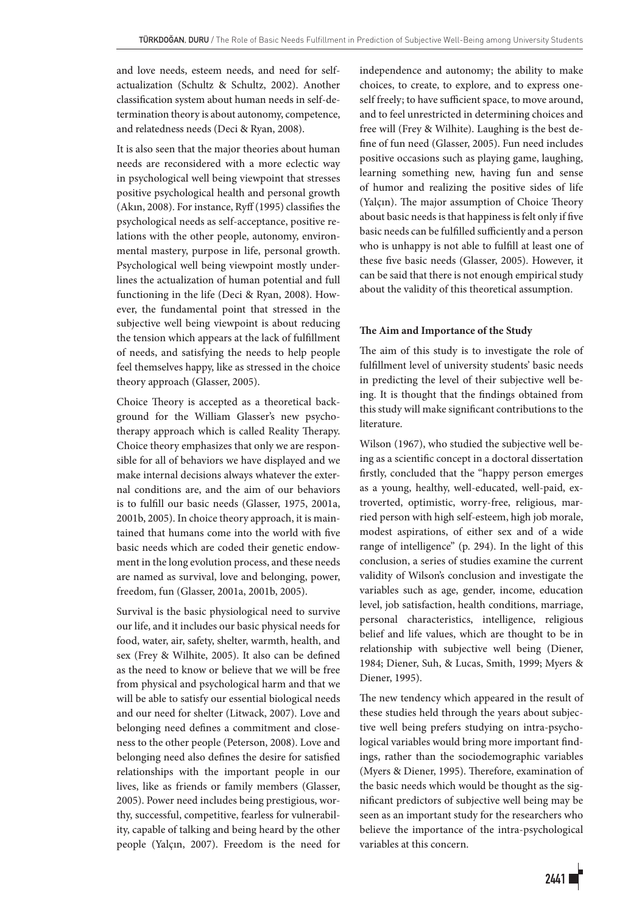and love needs, esteem needs, and need for self-actualization (Schultz & Schultz, 2002). Another classification system about human needs in self-determination theory is about autonomy, competence, and relatedness needs (Deci & Ryan, 2008).

It is also seen that the major theories about human needs are reconsidered with a more eclectic way in psychological well being viewpoint that stresses positive psychological health and personal growth (Akın, 2008). For instance, Ryff (1995) classifies the psychological needs as self-acceptance, positive relations with the other people, autonomy, environmental mastery, purpose in life, personal growth. Psychological well being viewpoint mostly underlines the actualization of human potential and full functioning in the life (Deci & Ryan, 2008). However, the fundamental point that stressed in the subjective well being viewpoint is about reducing the tension which appears at the lack of fulfillment of needs, and satisfying the needs to help people feel themselves happy, like as stressed in the choice theory approach (Glasser, 2005).

Choice Theory is accepted as a theoretical background for the William Glasser's new psychotherapy approach which is called Reality Therapy. Choice theory emphasizes that only we are responsible for all of behaviors we have displayed and we make internal decisions always whatever the external conditions are, and the aim of our behaviors is to fulfill our basic needs (Glasser, 1975, 2001a, 2001b, 2005). In choice theory approach, it is maintained that humans come into the world with five basic needs which are coded their genetic endowment in the long evolution process, and these needs are named as survival, love and belonging, power, freedom, fun (Glasser, 2001a, 2001b, 2005).

Survival is the basic physiological need to survive our life, and it includes our basic physical needs for food, water, air, safety, shelter, warmth, health, and sex (Frey & Wilhite, 2005). It also can be defined as the need to know or believe that we will be free from physical and psychological harm and that we will be able to satisfy our essential biological needs and our need for shelter (Litwack, 2007). Love and belonging need defines a commitment and closeness to the other people (Peterson, 2008). Love and belonging need also defines the desire for satisfied relationships with the important people in our lives, like as friends or family members (Glasser, 2005). Power need includes being prestigious, worthy, successful, competitive, fearless for vulnerability, capable of talking and being heard by the other people (Yalçın, 2007). Freedom is the need for independence and autonomy; the ability to make choices, to create, to explore, and to express oneself freely; to have sufficient space, to move around, and to feel unrestricted in determining choices and free will (Frey & Wilhite). Laughing is the best define of fun need (Glasser, 2005). Fun need includes positive occasions such as playing game, laughing, learning something new, having fun and sense of humor and realizing the positive sides of life (Yalçın). The major assumption of Choice Theory about basic needs is that happiness is felt only if five basic needs can be fulfilled sufficiently and a person who is unhappy is not able to fulfill at least one of these five basic needs (Glasser, 2005). However, it can be said that there is not enough empirical study about the validity of this theoretical assumption.

### The Aim and Importance of the Study

The aim of this study is to investigate the role of fulfillment level of university students' basic needs in predicting the level of their subjective well being. It is thought that the findings obtained from this study will make significant contributions to the literature.

Wilson (1967), who studied the subjective well being as a scientific concept in a doctoral dissertation firstly, concluded that the "happy person emerges as a young, healthy, well-educated, well-paid, extroverted, optimistic, worry-free, religious, married person with high self-esteem, high job morale, modest aspirations, of either sex and of a wide range of intelligence" (p. 294). In the light of this conclusion, a series of studies examine the current validity of Wilson's conclusion and investigate the variables such as age, gender, income, education level, job satisfaction, health conditions, marriage, personal characteristics, intelligence, religious belief and life values, which are thought to be in relationship with subjective well being (Diener, 1984; Diener, Suh, & Lucas, Smith, 1999; Myers & Diener, 1995).

The new tendency which appeared in the result of these studies held through the years about subjective well being prefers studying on intra-psychological variables would bring more important findings, rather than the sociodemographic variables (Myers & Diener, 1995). Therefore, examination of the basic needs which would be thought as the significant predictors of subjective well being may be seen as an important study for the researchers who believe the importance of the intra-psychological variables at this concern.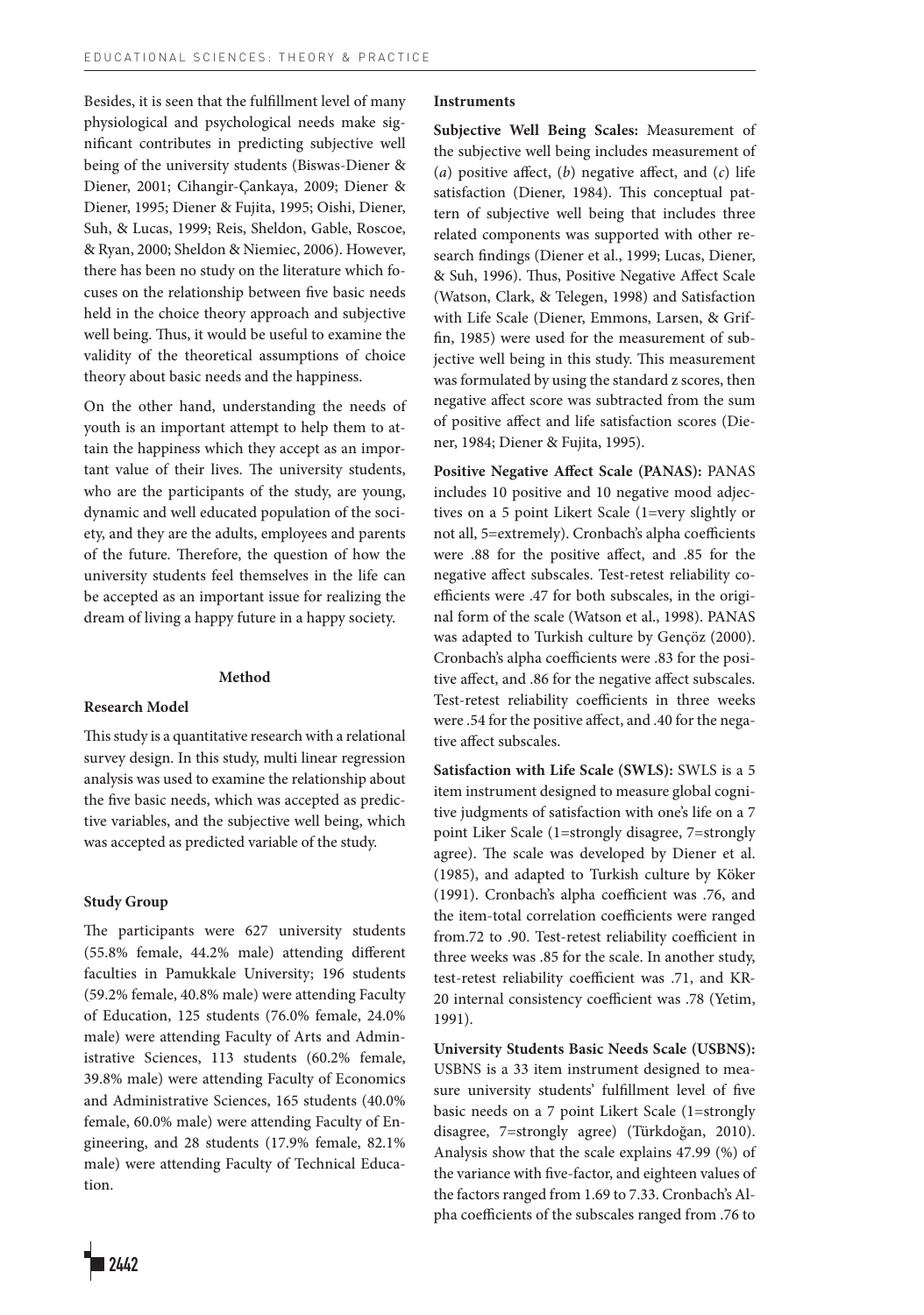Besides, it is seen that the fulfillment level of many physiological and psychological needs make significant contributes in predicting subjective well being of the university students (Biswas-Diener & Diener, 2001; Cihangir-Çankaya, 2009; Diener & Diener, 1995; Diener & Fujita, 1995; Oishi, Diener, Suh, & Lucas, 1999; Reis, Sheldon, Gable, Roscoe, & Ryan, 2000; Sheldon & Niemiec, 2006). However, there has been no study on the literature which focuses on the relationship between five basic needs held in the choice theory approach and subjective well being. Thus, it would be useful to examine the validity of the theoretical assumptions of choice theory about basic needs and the happiness.

On the other hand, understanding the needs of youth is an important attempt to help them to attain the happiness which they accept as an important value of their lives. The university students, who are the participants of the study, are young, dynamic and well educated population of the society, and they are the adults, employees and parents of the future. Therefore, the question of how the university students feel themselves in the life can be accepted as an important issue for realizing the dream of living a happy future in a happy society.

## Method

### Research Model

This study is a quantitative research with a relational survey design. In this study, multi linear regression analysis was used to examine the relationship about the five basic needs, which was accepted as predictive variables, and the subjective well being, which was accepted as predicted variable of the study.

### Study Group

The participants were 627 university students (55.8% female, 44.2% male) attending different faculties in Pamukkale University; 196 students (59.2% female, 40.8% male) were attending Faculty of Education, 125 students (76.0% female, 24.0% male) were attending Faculty of Arts and Administrative Sciences, 113 students (60.2% female, 39.8% male) were attending Faculty of Economics and Administrative Sciences, 165 students (40.0% female, 60.0% male) were attending Faculty of Engineering, and 28 students (17.9% female, 82.1% male) were attending Faculty of Technical Education.

### Instruments

**Subjective Well Being Scales:** Measurement of the subjective well being includes measurement of (*a*) positive affect, (*b*) negative affect, and (*c*) life satisfaction (Diener, 1984). This conceptual pattern of subjective well being that includes three related components was supported with other research findings (Diener et al., 1999; Lucas, Diener, & Suh, 1996). Thus, Positive Negative Affect Scale (Watson, Clark, & Telegen, 1998) and Satisfaction with Life Scale (Diener, Emmons, Larsen, & Griffin, 1985) were used for the measurement of subjective well being in this study. This measurement was formulated by using the standard z scores, then negative affect score was subtracted from the sum of positive affect and life satisfaction scores (Diener, 1984; Diener & Fujita, 1995).

**Positive Negative Affect Scale (PANAS):** PANAS includes 10 positive and 10 negative mood adjectives on a 5 point Likert Scale (1=very slightly or not all, 5=extremely). Cronbach's alpha coefficients were .88 for the positive affect, and .85 for the negative affect subscales. Test-retest reliability coefficients were .47 for both subscales, in the original form of the scale (Watson et al., 1998). PANAS was adapted to Turkish culture by Gençöz (2000). Cronbach's alpha coefficients were .83 for the positive affect, and .86 for the negative affect subscales. Test-retest reliability coefficients in three weeks were .54 for the positive affect, and .40 for the negative affect subscales.

**Satisfaction with Life Scale (SWLS):** SWLS is a 5 item instrument designed to measure global cognitive judgments of satisfaction with one's life on a 7 point Liker Scale (1=strongly disagree, 7=strongly agree). The scale was developed by Diener et al. (1985), and adapted to Turkish culture by Köker (1991). Cronbach's alpha coefficient was .76, and the item-total correlation coefficients were ranged from.72 to .90. Test-retest reliability coefficient in three weeks was .85 for the scale. In another study, test-retest reliability coefficient was .71, and KR-20 internal consistency coefficient was .78 (Yetim, 1991).

**University Students Basic Needs Scale (USBNS):** USBNS is a 33 item instrument designed to measure university students' fulfillment level of five basic needs on a 7 point Likert Scale (1=strongly disagree, 7=strongly agree) (Türkdoğan, 2010). Analysis show that the scale explains 47.99 (%) of the variance with five-factor, and eighteen values of the factors ranged from 1.69 to 7.33. Cronbach's Alpha coefficients of the subscales ranged from .76 to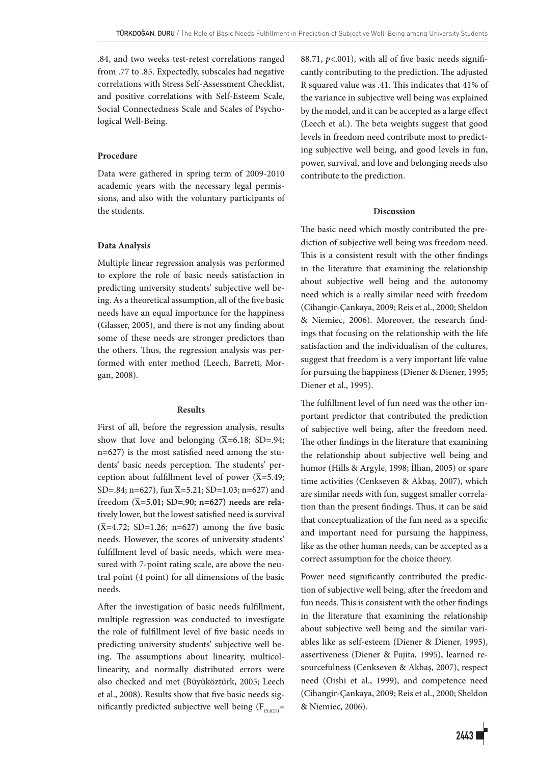.84, and two weeks test-retest correlations ranged from .77 to .85. Expectedly, subscales had negative correlations with Stress Self-Assessment Checklist, and positive correlations with Self-Esteem Scale, Social Connectedness Scale and Scales of Psychological Well-Being.

### Procedure

Data were gathered in spring term of 2009-2010 academic years with the necessary legal permissions, and also with the voluntary participants of the students.

### Data Analysis

Multiple linear regression analysis was performed to explore the role of basic needs satisfaction in predicting university students' subjective well being. As a theoretical assumption, all of the five basic needs have an equal importance for the happiness (Glasser, 2005), and there is not any finding about some of these needs are stronger predictors than the others. Thus, the regression analysis was performed with enter method (Leech, Barrett, Morgan, 2008).

## Results

First of all, before the regression analysis, results show that love and belonging ($\overline{X}$=6.18; SD=.94; n=627) is the most satisfied need among the students' basic needs perception. The students' perception about fulfillment level of power ($\overline{X}$=5.49; SD=.84; n=627), fun $\overline{X}$=5.21; SD=1.03; n=627) and freedom ($\overline{X}$=**5.01; SD=.90; n=627) needs are relatively** lower, but the lowest satisfied need is survival ($\overline{X}$=4.72; SD=1.26; n=627) among the five basic needs. However, the scores of university students' fulfillment level of basic needs, which were measured with 7-point rating scale, are above the neutral point (4 point) for all dimensions of the basic needs.

After the investigation of basic needs fulfillment, multiple regression was conducted to investigate the role of fulfillment level of five basic needs in predicting university students' subjective well being. The assumptions about linearity, multicollinearity, and normally distributed errors were also checked and met (Büyüköztürk, 2005; Leech et al., 2008). Results show that five basic needs significantly predicted subjective well being ($F_{(5,621)}$= 88.71, $p$<.001), with all of five basic needs significantly contributing to the prediction. The adjusted R squared value was .41. This indicates that 41% of the variance in subjective well being was explained by the model, and it can be accepted as a large effect (Leech et al.). The beta weights suggest that good levels in freedom need contribute most to predicting subjective well being, and good levels in fun, power, survival, and love and belonging needs also contribute to the prediction.

## Discussion

The basic need which mostly contributed the prediction of subjective well being was freedom need. This is a consistent result with the other findings in the literature that examining the relationship about subjective well being and the autonomy need which is a really similar need with freedom (Cihangir-Çankaya, 2009; Reis et al., 2000; Sheldon & Niemiec, 2006). Moreover, the research findings that focusing on the relationship with the life satisfaction and the individualism of the cultures, suggest that freedom is a very important life value for pursuing the happiness (Diener & Diener, 1995; Diener et al., 1995).

The fulfillment level of fun need was the other important predictor that contributed the prediction of subjective well being, after the freedom need. The other findings in the literature that examining the relationship about subjective well being and humor (Hills & Argyle, 1998; İlhan, 2005) or spare time activities (Cenkseven & Akbaş, 2007), which are similar needs with fun, suggest smaller correlation than the present findings. Thus, it can be said that conceptualization of the fun need as a specific and important need for pursuing the happiness, like as the other human needs, can be accepted as a correct assumption for the choice theory.

Power need significantly contributed the prediction of subjective well being, after the freedom and fun needs. This is consistent with the other findings in the literature that examining the relationship about subjective well being and the similar variables like as self-esteem (Diener & Diener, 1995), assertiveness (Diener & Fujita, 1995), learned resourcefulness (Cenkseven & Akbaş, 2007), respect need (Oishi et al., 1999), and competence need (Cihangir-Çankaya, 2009; Reis et al., 2000; Sheldon & Niemiec, 2006).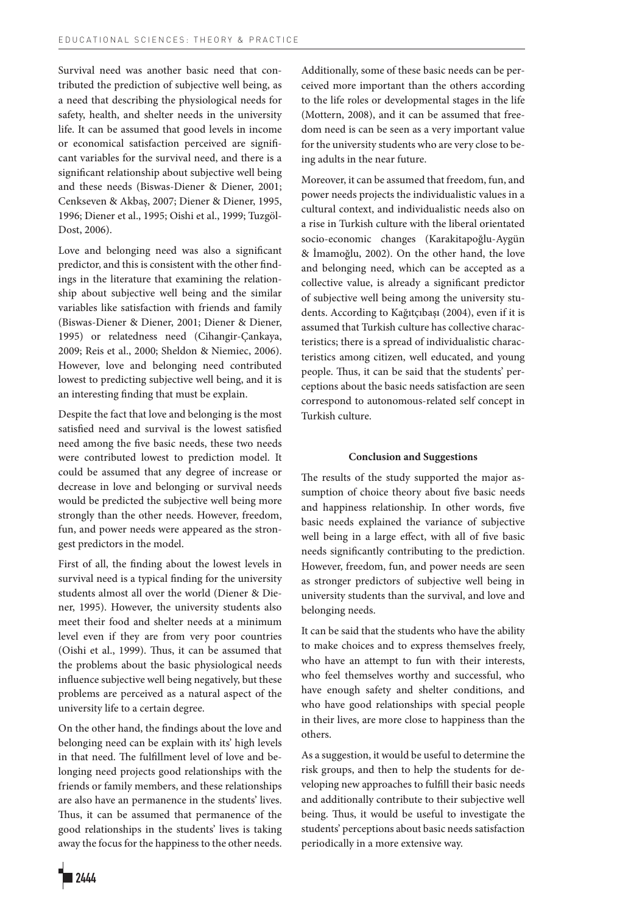Survival need was another basic need that contributed the prediction of subjective well being, as a need that describing the physiological needs for safety, health, and shelter needs in the university life. It can be assumed that good levels in income or economical satisfaction perceived are significant variables for the survival need, and there is a significant relationship about subjective well being and these needs (Biswas-Diener & Diener, 2001; Cenkseven & Akbaş, 2007; Diener & Diener, 1995, 1996; Diener et al., 1995; Oishi et al., 1999; Tuzgöl-Dost, 2006).

Love and belonging need was also a significant predictor, and this is consistent with the other findings in the literature that examining the relationship about subjective well being and the similar variables like satisfaction with friends and family (Biswas-Diener & Diener, 2001; Diener & Diener, 1995) or relatedness need (Cihangir-Çankaya, 2009; Reis et al., 2000; Sheldon & Niemiec, 2006). However, love and belonging need contributed lowest to predicting subjective well being, and it is an interesting finding that must be explain.

Despite the fact that love and belonging is the most satisfied need and survival is the lowest satisfied need among the five basic needs, these two needs were contributed lowest to prediction model. It could be assumed that any degree of increase or decrease in love and belonging or survival needs would be predicted the subjective well being more strongly than the other needs. However, freedom, fun, and power needs were appeared as the strongest predictors in the model.

First of all, the finding about the lowest levels in survival need is a typical finding for the university students almost all over the world (Diener & Diener, 1995). However, the university students also meet their food and shelter needs at a minimum level even if they are from very poor countries (Oishi et al., 1999). Thus, it can be assumed that the problems about the basic physiological needs influence subjective well being negatively, but these problems are perceived as a natural aspect of the university life to a certain degree.

On the other hand, the findings about the love and belonging need can be explain with its' high levels in that need. The fulfillment level of love and belonging need projects good relationships with the friends or family members, and these relationships are also have an permanence in the students' lives. Thus, it can be assumed that permanence of the good relationships in the students' lives is taking away the focus for the happiness to the other needs.

Additionally, some of these basic needs can be perceived more important than the others according to the life roles or developmental stages in the life (Mottern, 2008), and it can be assumed that freedom need is can be seen as a very important value for the university students who are very close to being adults in the near future.

Moreover, it can be assumed that freedom, fun, and power needs projects the individualistic values in a cultural context, and individualistic needs also on a rise in Turkish culture with the liberal orientated socio-economic changes (Karakitapoğlu-Aygün & İmamoğlu, 2002). On the other hand, the love and belonging need, which can be accepted as a collective value, is already a significant predictor of subjective well being among the university students. According to Kağıtçıbaşı (2004), even if it is assumed that Turkish culture has collective characteristics; there is a spread of individualistic characteristics among citizen, well educated, and young people. Thus, it can be said that the students' perceptions about the basic needs satisfaction are seen correspond to autonomous-related self concept in Turkish culture.

## Conclusion and Suggestions

The results of the study supported the major assumption of choice theory about five basic needs and happiness relationship. In other words, five basic needs explained the variance of subjective well being in a large effect, with all of five basic needs significantly contributing to the prediction. However, freedom, fun, and power needs are seen as stronger predictors of subjective well being in university students than the survival, and love and belonging needs.

It can be said that the students who have the ability to make choices and to express themselves freely, who have an attempt to fun with their interests, who feel themselves worthy and successful, who have enough safety and shelter conditions, and who have good relationships with special people in their lives, are more close to happiness than the others.

As a suggestion, it would be useful to determine the risk groups, and then to help the students for developing new approaches to fulfill their basic needs and additionally contribute to their subjective well being. Thus, it would be useful to investigate the students' perceptions about basic needs satisfaction periodically in a more extensive way.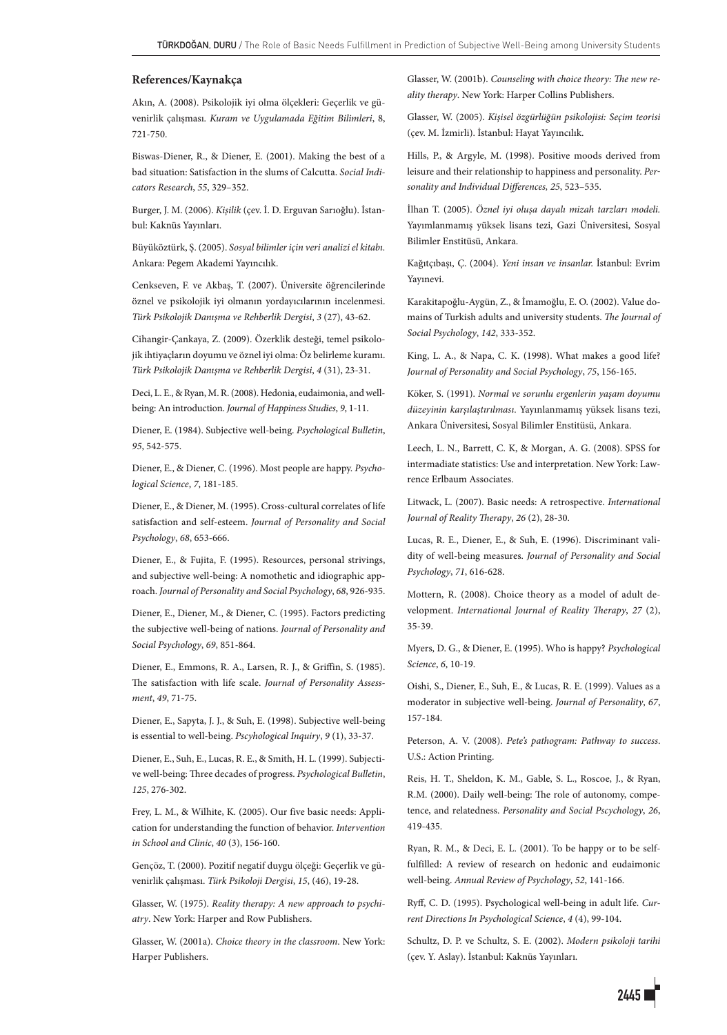### References/Kaynakça

Akın, A. (2008). Psikolojik iyi olma ölçekleri: Geçerlik ve güvenirlik çalışması. *Kuram ve Uygulamada Eğitim Bilimleri*, 8, 721-750.

Biswas-Diener, R., & Diener, E. (2001). Making the best of a bad situation: Satisfaction in the slums of Calcutta. *Social Indicators Research*, *55*, 329–352.

Burger, J. M. (2006). *Kişilik* (çev. İ. D. Erguvan Sarıoğlu). İstanbul: Kaknüs Yayınları.

Büyüköztürk, Ş. (2005). *Sosyal bilimler için veri analizi el kitabı*. Ankara: Pegem Akademi Yayıncılık.

Cenkseven, F. ve Akbaş, T. (2007). Üniversite öğrencilerinde öznel ve psikolojik iyi olmanın yordayıcılarının incelenmesi. *Türk Psikolojik Danışma ve Rehberlik Dergisi*, *3* (27), 43-62.

Cihangir-Çankaya, Z. (2009). Özerklik desteği, temel psikolojik ihtiyaçların doyumu ve öznel iyi olma: Öz belirleme kuramı. *Türk Psikolojik Danışma ve Rehberlik Dergisi*, *4* (31), 23-31.

Deci, L. E., & Ryan, M. R. (2008). Hedonia, eudaimonia, and well-being: An introduction. *Journal of Happiness Studies*, *9*, 1-11.

Diener, E. (1984). Subjective well-being. *Psychological Bulletin*, *95*, 542-575.

Diener, E., & Diener, C. (1996). Most people are happy. *Psychological Science*, *7*, 181-185.

Diener, E., & Diener, M. (1995). Cross-cultural correlates of life satisfaction and self-esteem. *Journal of Personality and Social Psychology*, *68*, 653-666.

Diener, E., & Fujita, F. (1995). Resources, personal strivings, and subjective well-being: A nomothetic and idiographic approach. *Journal of Personality and Social Psychology*, *68*, 926-935.

Diener, E., Diener, M., & Diener, C. (1995). Factors predicting the subjective well-being of nations. *Journal of Personality and Social Psychology*, *69*, 851-864.

Diener, E., Emmons, R. A., Larsen, R. J., & Griffin, S. (1985). The satisfaction with life scale. *Journal of Personality Assessment*, *49*, 71-75.

Diener, E., Sapyta, J. J., & Suh, E. (1998). Subjective well-being is essential to well-being. *Pscyhological Inquiry*, *9* (1), 33-37.

Diener, E., Suh, E., Lucas, R. E., & Smith, H. L. (1999). Subjective well-being: Three decades of progress. *Psychological Bulletin*, *125*, 276-302.

Frey, L. M., & Wilhite, K. (2005). Our five basic needs: Application for understanding the function of behavior. *Intervention in School and Clinic*, *40* (3), 156-160.

Gençöz, T. (2000). Pozitif negatif duygu ölçeği: Geçerlik ve güvenirlik çalışması. *Türk Psikoloji Dergisi*, *15*, (46), 19-28.

Glasser, W. (1975). *Reality therapy: A new approach to psychiatry*. New York: Harper and Row Publishers.

Glasser, W. (2001a). *Choice theory in the classroom*. New York: Harper Publishers.

Glasser, W. (2001b). *Counseling with choice theory: The new reality therapy*. New York: Harper Collins Publishers.

Glasser, W. (2005). *Kişisel özgürlüğün psikolojisi: Seçim teorisi* (çev. M. İzmirli). İstanbul: Hayat Yayıncılık.

Hills, P., & Argyle, M. (1998). Positive moods derived from leisure and their relationship to happiness and personality. *Personality and Individual Differences, 25*, 523–535.

İlhan T. (2005). *Öznel iyi oluşa dayalı mizah tarzları modeli.* Yayımlanmamış yüksek lisans tezi, Gazi Üniversitesi, Sosyal Bilimler Enstitüsü, Ankara.

Kağıtçıbaşı, Ç. (2004). *Yeni insan ve insanlar.* İstanbul: Evrim Yayınevi.

Karakitapoğlu-Aygün, Z., & İmamoğlu, E. O. (2002). Value domains of Turkish adults and university students. *The Journal of Social Psychology*, *142*, 333-352.

King, L. A., & Napa, C. K. (1998). What makes a good life? *Journal of Personality and Social Psychology*, *75*, 156-165.

Köker, S. (1991). *Normal ve sorunlu ergenlerin yaşam doyumu düzeyinin karşılaştırılması*. Yayınlanmamış yüksek lisans tezi, Ankara Üniversitesi, Sosyal Bilimler Enstitüsü, Ankara.

Leech, L. N., Barrett, C. K, & Morgan, A. G. (2008). SPSS for intermadiate statistics: Use and interpretation. New York: Lawrence Erlbaum Associates.

Litwack, L. (2007). Basic needs: A retrospective. *International Journal of Reality Therapy*, *26* (2), 28-30.

Lucas, R. E., Diener, E., & Suh, E. (1996). Discriminant validity of well-being measures. *Journal of Personality and Social Psychology*, *71*, 616-628.

Mottern, R. (2008). Choice theory as a model of adult development. *International Journal of Reality Therapy*, *27* (2), 35-39.

Myers, D. G., & Diener, E. (1995). Who is happy? *Psychological Science*, *6*, 10-19.

Oishi, S., Diener, E., Suh, E., & Lucas, R. E. (1999). Values as a moderator in subjective well-being. *Journal of Personality*, *67*, 157-184.

Peterson, A. V. (2008). *Pete's pathogram: Pathway to success*. U.S.: Action Printing.

Reis, H. T., Sheldon, K. M., Gable, S. L., Roscoe, J., & Ryan, R.M. (2000). Daily well-being: The role of autonomy, competence, and relatedness. *Personality and Social Pscychology*, *26*, 419-435.

Ryan, R. M., & Deci, E. L. (2001). To be happy or to be self-fulfilled: A review of research on hedonic and eudaimonic well-being. *Annual Review of Psychology*, *52*, 141-166.

Ryff, C. D. (1995). Psychological well-being in adult life. *Current Directions In Psychological Science*, *4* (4), 99-104.

Schultz, D. P. ve Schultz, S. E. (2002). *Modern psikoloji tarihi* (çev. Y. Aslay). İstanbul: Kaknüs Yayınları.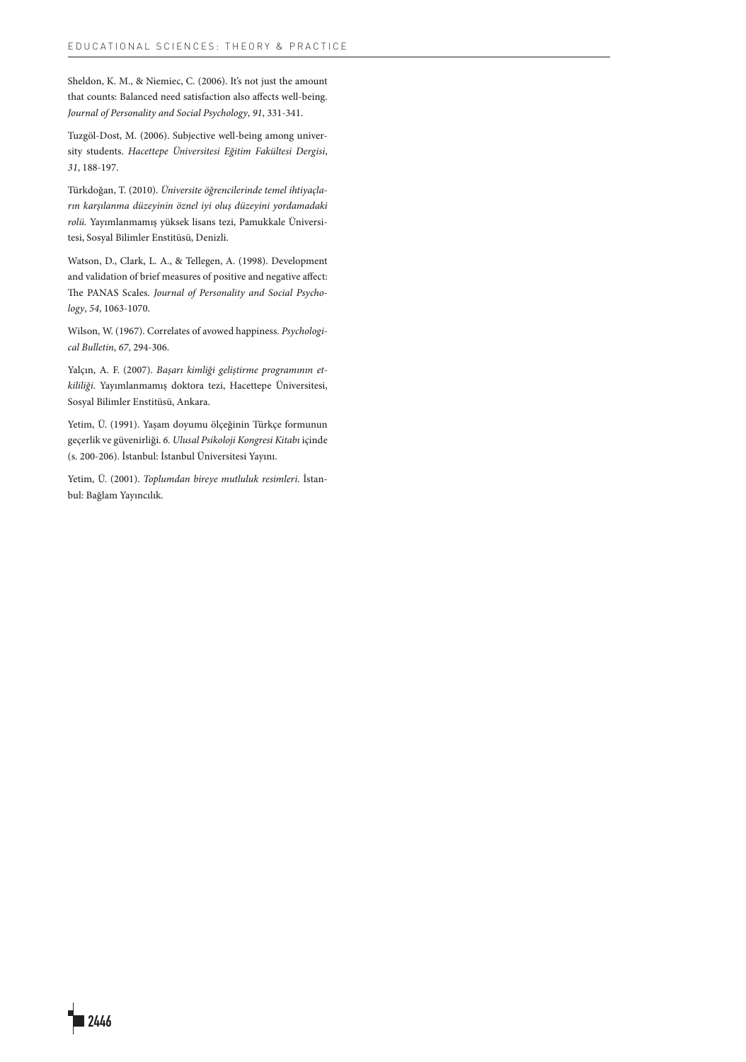Sheldon, K. M., & Niemiec, C. (2006). It's not just the amount that counts: Balanced need satisfaction also affects well-being. *Journal of Personality and Social Psychology*, *91*, 331-341.

Tuzgöl-Dost, M. (2006). Subjective well-being among university students. *Hacettepe Üniversitesi Eğitim Fakültesi Dergisi*, *31*, 188-197.

Türkdoğan, T. (2010). *Üniversite öğrencilerinde temel ihtiyaçların karşılanma düzeyinin öznel iyi oluş düzeyini yordamadaki rolü.* Yayımlanmamış yüksek lisans tezi, Pamukkale Üniversitesi, Sosyal Bilimler Enstitüsü, Denizli.

Watson, D., Clark, L. A., & Tellegen, A. (1998). Development and validation of brief measures of positive and negative affect: The PANAS Scales. *Journal of Personality and Social Psychology*, *54*, 1063-1070.

Wilson, W. (1967). Correlates of avowed happiness. *Psychological Bulletin*, *67*, 294-306.

Yalçın, A. F. (2007). *Başarı kimliği geliştirme programının etkililiği*. Yayımlanmamış doktora tezi, Hacettepe Üniversitesi, Sosyal Bilimler Enstitüsü, Ankara.

Yetim, Ü. (1991). Yaşam doyumu ölçeğinin Türkçe formunun geçerlik ve güvenirliği. *6. Ulusal Psikoloji Kongresi Kitabı* içinde (s. 200-206). İstanbul: İstanbul Üniversitesi Yayını.

Yetim, Ü. (2001). *Toplumdan bireye mutluluk resimleri.* İstanbul: Bağlam Yayıncılık.